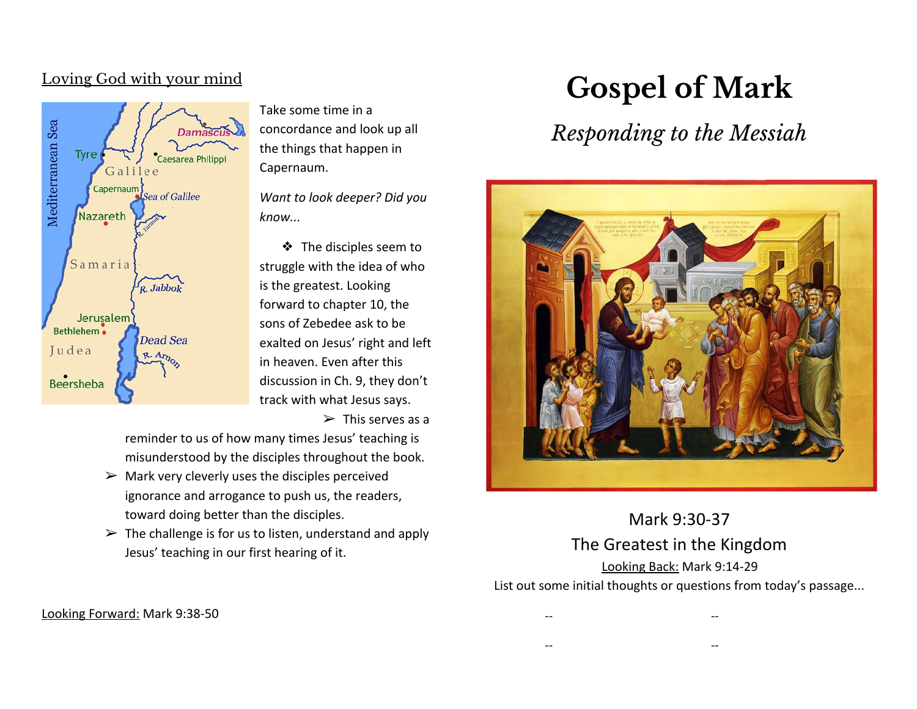## Loving God with your mind

Take some time in a concordance and look up all the things that happen in Capernaum.

*Want to look deeper? Did you know...*

- The disciples seem to struggle with the idea of who is the greatest. Looking forward to chapter 10, the sons of Zebedee ask to be exalted on Jesus' right and left in heaven. Even after this discussion in Ch. 9, they don't track with what Jesus says.
  - This serves as a reminder to us of how many times Jesus' teaching is misunderstood by the disciples throughout the book.
  - Mark very cleverly uses the disciples perceived ignorance and arrogance to push us, the readers, toward doing better than the disciples.
  - The challenge is for us to listen, understand and apply Jesus' teaching in our first hearing of it.

Looking Forward: Mark 9:38-50

# Gospel of Mark

## *Responding to the Messiah*

Mark 9:30-37

The Greatest in the Kingdom

Looking Back: Mark 9:14-29

List out some initial thoughts or questions from today's passage...

-- --

-- --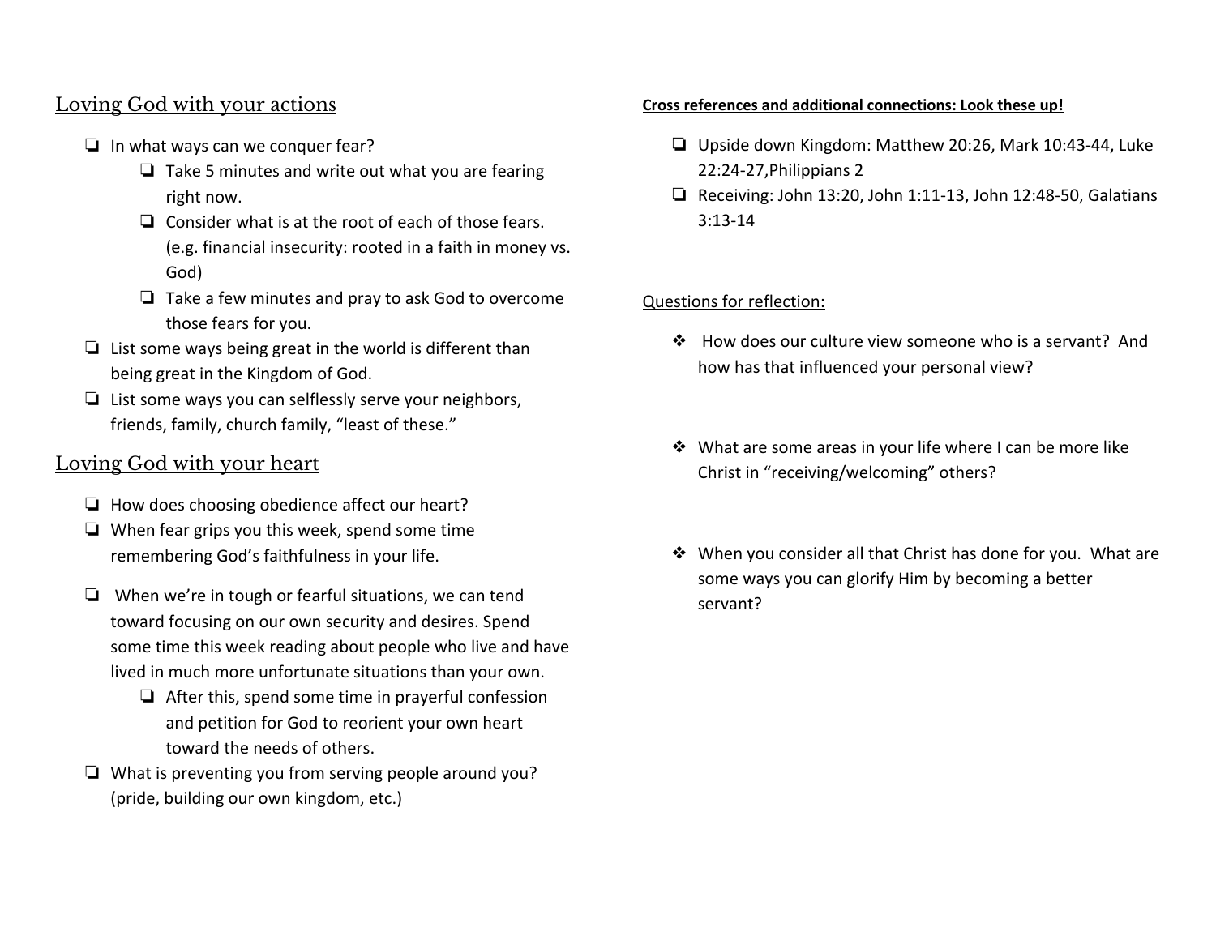## Loving God with your actions

- ❏ In what ways can we conquer fear?
  - ❏ Take 5 minutes and write out what you are fearing right now.
  - ❏ Consider what is at the root of each of those fears. (e.g. financial insecurity: rooted in a faith in money vs. God)
  - ❏ Take a few minutes and pray to ask God to overcome those fears for you.
- ❏ List some ways being great in the world is different than being great in the Kingdom of God.
- ❏ List some ways you can selflessly serve your neighbors, friends, family, church family, "least of these."

## Loving God with your heart

- ❏ How does choosing obedience affect our heart?
- ❏ When fear grips you this week, spend some time remembering God's faithfulness in your life.
- ❏ When we're in tough or fearful situations, we can tend toward focusing on our own security and desires. Spend some time this week reading about people who live and have lived in much more unfortunate situations than your own.
  - ❏ After this, spend some time in prayerful confession and petition for God to reorient your own heart toward the needs of others.
- ❏ What is preventing you from serving people around you? (pride, building our own kingdom, etc.)

**Cross references and additional connections: Look these up!**

- ❏ Upside down Kingdom: Matthew 20:26, Mark 10:43-44, Luke 22:24-27,Philippians 2
- ❏ Receiving: John 13:20, John 1:11-13, John 12:48-50, Galatians 3:13-14

Questions for reflection:

- ❖ How does our culture view someone who is a servant? And how has that influenced your personal view?
- ❖ What are some areas in your life where I can be more like Christ in "receiving/welcoming" others?
- ❖ When you consider all that Christ has done for you. What are some ways you can glorify Him by becoming a better servant?